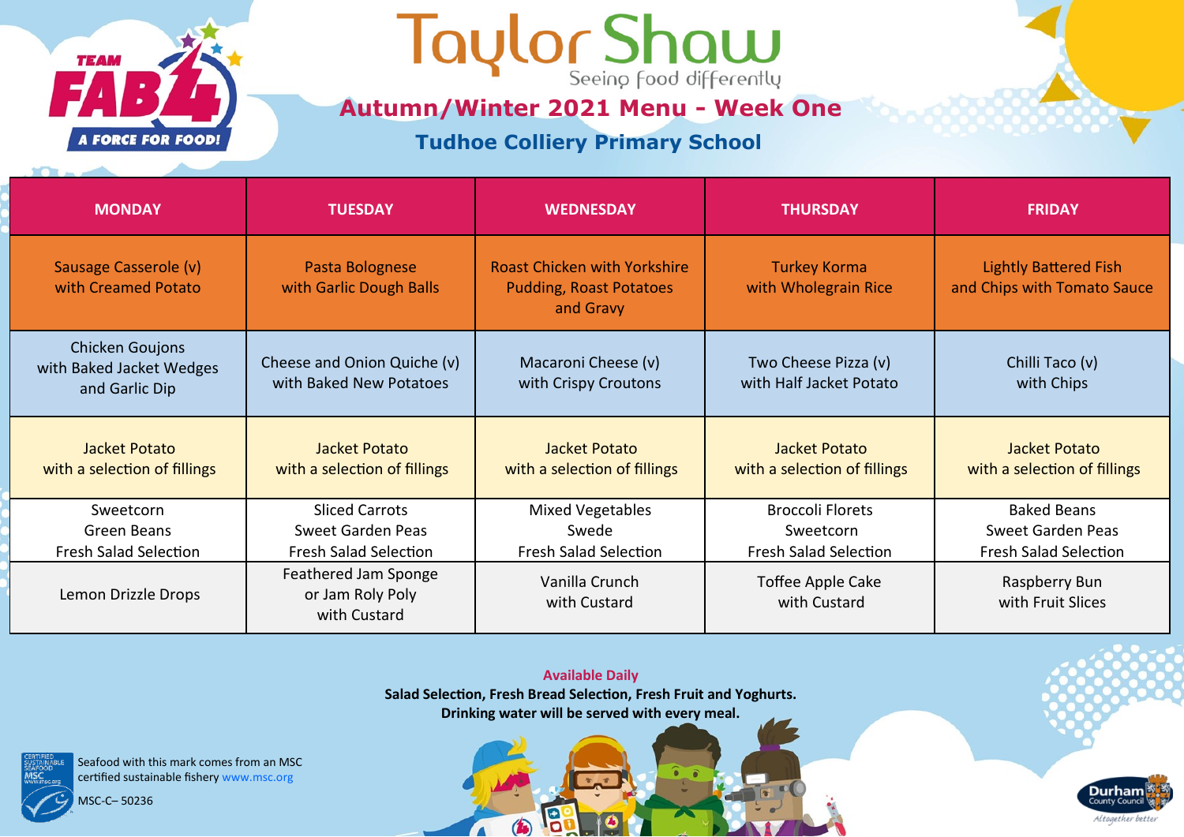# Taylor Shaw

Seeing food differently

## Autumn/Winter 2021 Menu - Week One

### Tudhoe Colliery Primary School

| MONDAY | TUESDAY | WEDNESDAY | THURSDAY | FRIDAY |
|---|---|---|---|---|
| Sausage Casserole (v) with Creamed Potato | Pasta Bolognese with Garlic Dough Balls | Roast Chicken with Yorkshire Pudding, Roast Potatoes and Gravy | Turkey Korma with Wholegrain Rice | Lightly Battered Fish and Chips with Tomato Sauce |
| Chicken Goujons with Baked Jacket Wedges and Garlic Dip | Cheese and Onion Quiche (v) with Baked New Potatoes | Macaroni Cheese (v) with Crispy Croutons | Two Cheese Pizza (v) with Half Jacket Potato | Chilli Taco (v) with Chips |
| Jacket Potato with a selection of fillings | Jacket Potato with a selection of fillings | Jacket Potato with a selection of fillings | Jacket Potato with a selection of fillings | Jacket Potato with a selection of fillings |
| Sweetcorn<br>Green Beans<br>Fresh Salad Selection | Sliced Carrots<br>Sweet Garden Peas<br>Fresh Salad Selection | Mixed Vegetables<br>Swede<br>Fresh Salad Selection | Broccoli Florets<br>Sweetcorn<br>Fresh Salad Selection | Baked Beans<br>Sweet Garden Peas<br>Fresh Salad Selection |
| Lemon Drizzle Drops | Feathered Jam Sponge or Jam Roly Poly with Custard | Vanilla Crunch with Custard | Toffee Apple Cake with Custard | Raspberry Bun with Fruit Slices |

**Available Daily**

**Salad Selection, Fresh Bread Selection, Fresh Fruit and Yoghurts.**

**Drinking water will be served with every meal.**

Seafood with this mark comes from an MSC certified sustainable fishery www.msc.org

MSC-C– 50236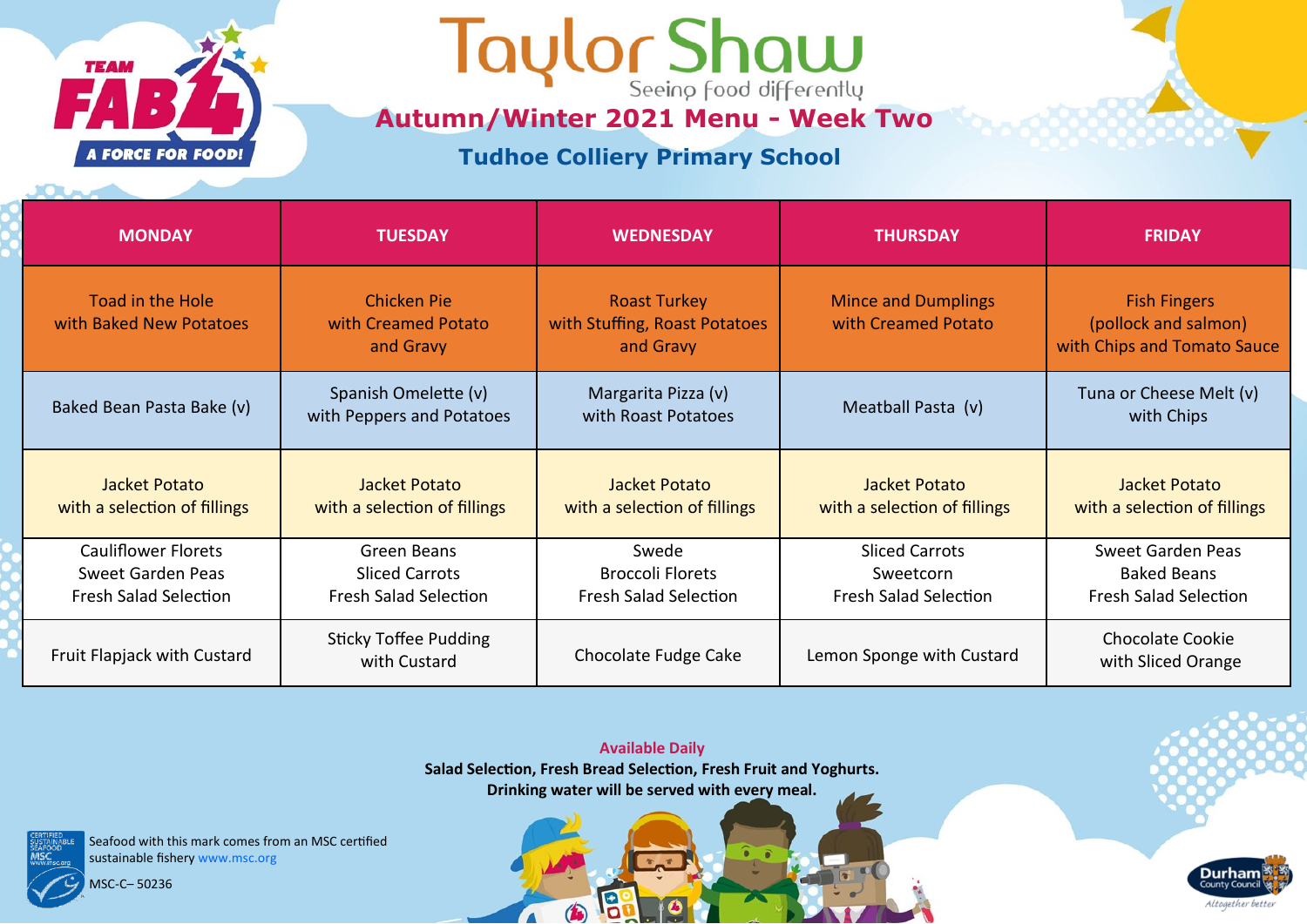Taylor Shaw

Seeing food differently

TEAM FAB 4 A FORCE FOR FOOD!

## Autumn/Winter 2021 Menu - Week Two

### Tudhoe Colliery Primary School

| MONDAY | TUESDAY | WEDNESDAY | THURSDAY | FRIDAY |
|---|---|---|---|---|
| Toad in the Hole with Baked New Potatoes | Chicken Pie with Creamed Potato and Gravy | Roast Turkey with Stuffing, Roast Potatoes and Gravy | Mince and Dumplings with Creamed Potato | Fish Fingers (pollock and salmon) with Chips and Tomato Sauce |
| Baked Bean Pasta Bake (v) | Spanish Omelette (v) with Peppers and Potatoes | Margarita Pizza (v) with Roast Potatoes | Meatball Pasta (v) | Tuna or Cheese Melt (v) with Chips |
| Jacket Potato with a selection of fillings | Jacket Potato with a selection of fillings | Jacket Potato with a selection of fillings | Jacket Potato with a selection of fillings | Jacket Potato with a selection of fillings |
| Cauliflower Florets<br>Sweet Garden Peas<br>Fresh Salad Selection | Green Beans<br>Sliced Carrots<br>Fresh Salad Selection | Swede<br>Broccoli Florets<br>Fresh Salad Selection | Sliced Carrots<br>Sweetcorn<br>Fresh Salad Selection | Sweet Garden Peas<br>Baked Beans<br>Fresh Salad Selection |
| Fruit Flapjack with Custard | Sticky Toffee Pudding with Custard | Chocolate Fudge Cake | Lemon Sponge with Custard | Chocolate Cookie with Sliced Orange |

**Available Daily**

**Salad Selection, Fresh Bread Selection, Fresh Fruit and Yoghurts.**
**Drinking water will be served with every meal.**

Seafood with this mark comes from an MSC certified sustainable fishery www.msc.org

MSC-C– 50236

Durham County Council – Altogether better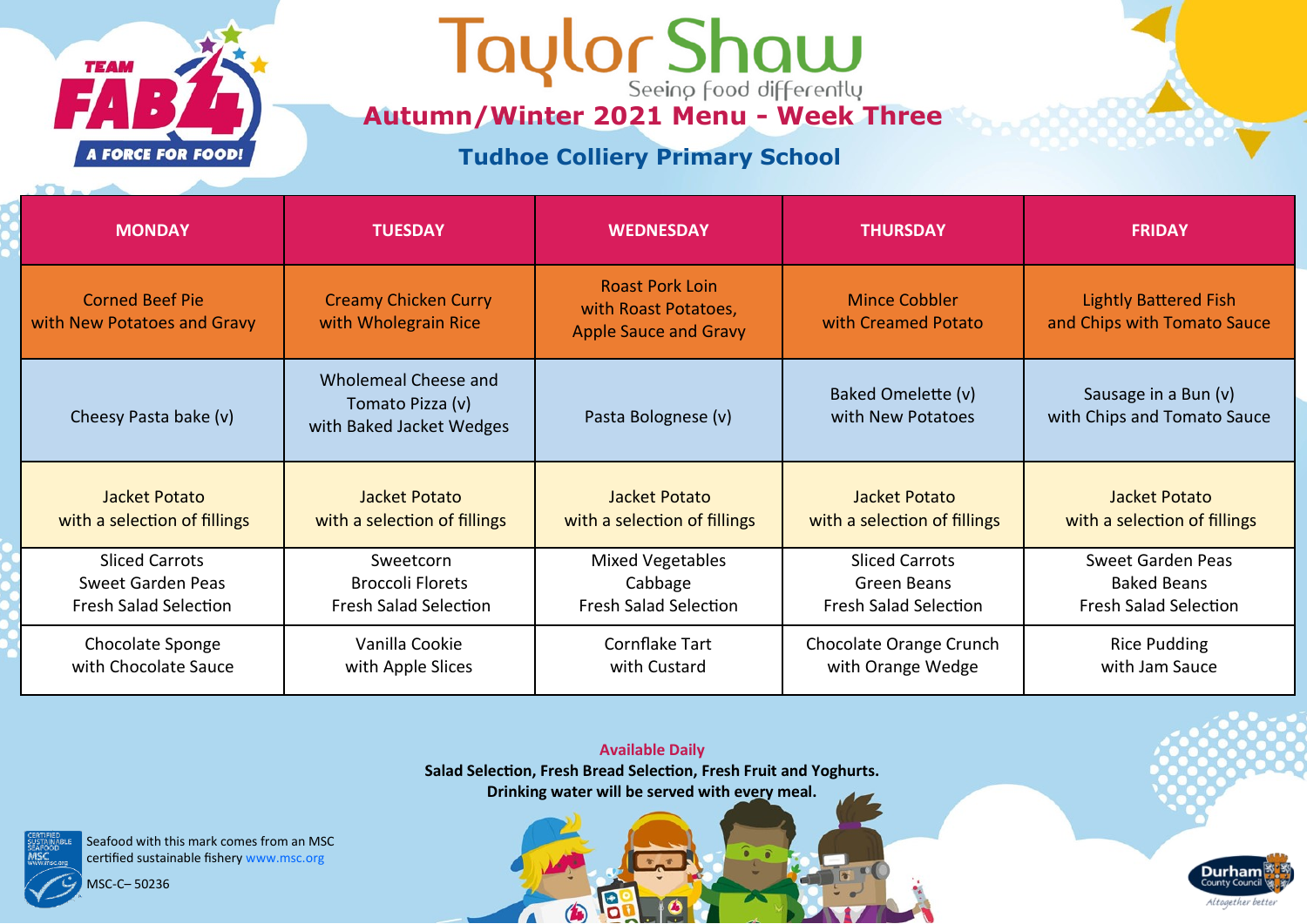TEAM FAB 4 A FORCE FOR FOOD!

# Taylor Shaw

Seeing food differently

## Autumn/Winter 2021 Menu - Week Three

### Tudhoe Colliery Primary School

| MONDAY | TUESDAY | WEDNESDAY | THURSDAY | FRIDAY |
|---|---|---|---|---|
| Corned Beef Pie with New Potatoes and Gravy | Creamy Chicken Curry with Wholegrain Rice | Roast Pork Loin with Roast Potatoes, Apple Sauce and Gravy | Mince Cobbler with Creamed Potato | Lightly Battered Fish and Chips with Tomato Sauce |
| Cheesy Pasta bake (v) | Wholemeal Cheese and Tomato Pizza (v) with Baked Jacket Wedges | Pasta Bolognese (v) | Baked Omelette (v) with New Potatoes | Sausage in a Bun (v) with Chips and Tomato Sauce |
| Jacket Potato with a selection of fillings | Jacket Potato with a selection of fillings | Jacket Potato with a selection of fillings | Jacket Potato with a selection of fillings | Jacket Potato with a selection of fillings |
| Sliced Carrots<br>Sweet Garden Peas<br>Fresh Salad Selection | Sweetcorn<br>Broccoli Florets<br>Fresh Salad Selection | Mixed Vegetables<br>Cabbage<br>Fresh Salad Selection | Sliced Carrots<br>Green Beans<br>Fresh Salad Selection | Sweet Garden Peas<br>Baked Beans<br>Fresh Salad Selection |
| Chocolate Sponge with Chocolate Sauce | Vanilla Cookie with Apple Slices | Cornflake Tart with Custard | Chocolate Orange Crunch with Orange Wedge | Rice Pudding with Jam Sauce |

**Available Daily**

**Salad Selection, Fresh Bread Selection, Fresh Fruit and Yoghurts.**
**Drinking water will be served with every meal.**

Seafood with this mark comes from an MSC certified sustainable fishery www.msc.org

MSC-C– 50236

Durham County Council — Altogether better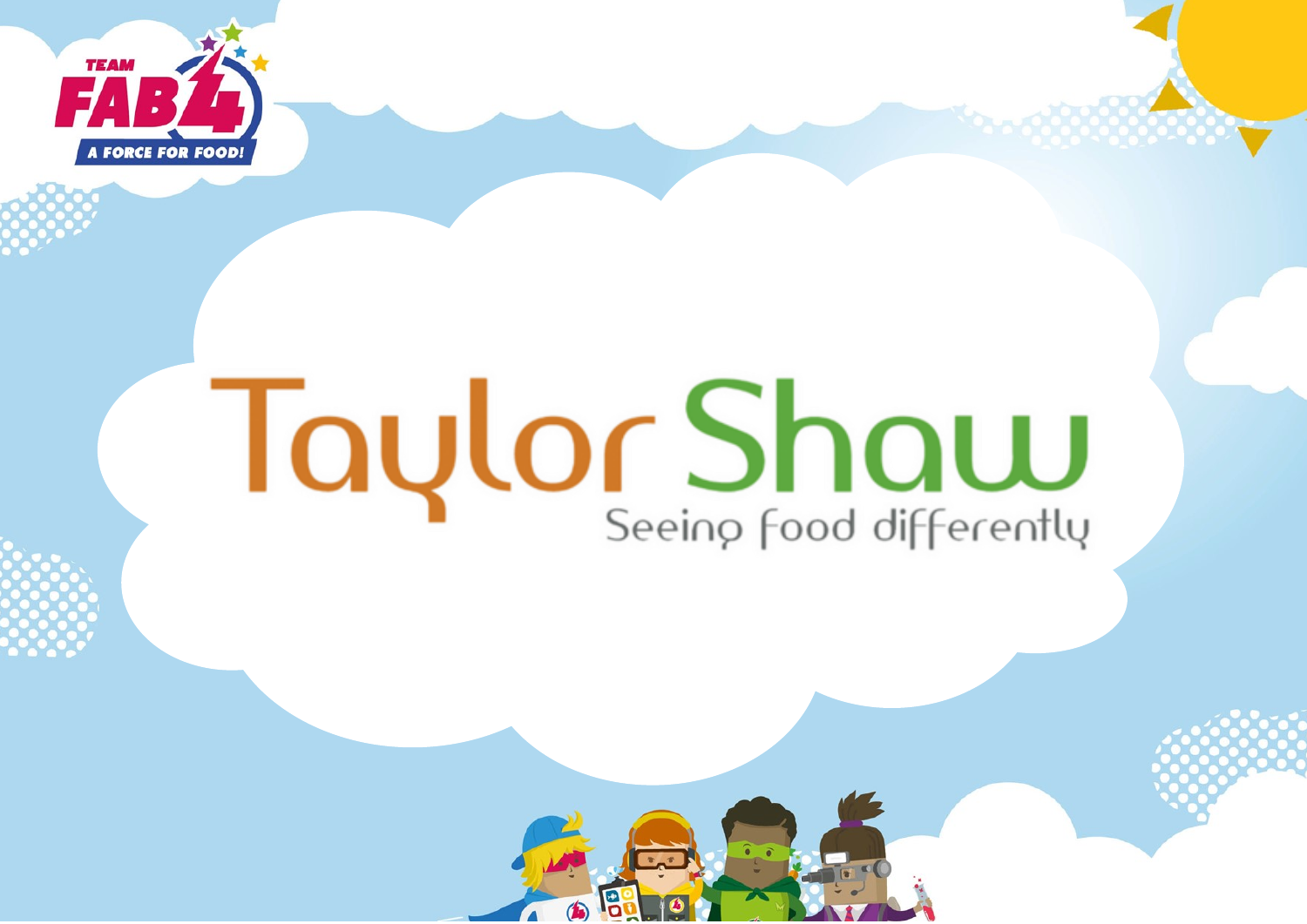TEAM FAB 4

A FORCE FOR FOOD!

# Taylor Shaw

Seeing food differently